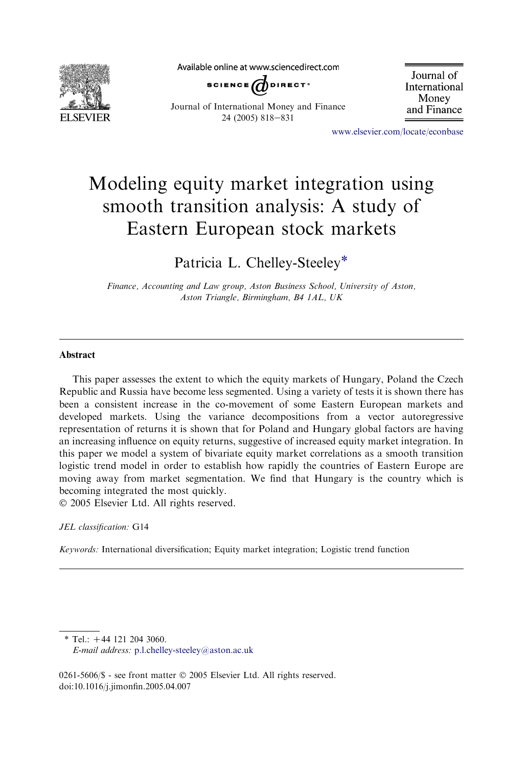# Modeling equity market integration using smooth transition analysis: A study of Eastern European stock markets

Patricia L. Chelley-Steeley*

*Finance, Accounting and Law group, Aston Business School, University of Aston, Aston Triangle, Birmingham, B4 1AL, UK*

---

## Abstract

This paper assesses the extent to which the equity markets of Hungary, Poland the Czech Republic and Russia have become less segmented. Using a variety of tests it is shown there has been a consistent increase in the co-movement of some Eastern European markets and developed markets. Using the variance decompositions from a vector autoregressive representation of returns it is shown that for Poland and Hungary global factors are having an increasing influence on equity returns, suggestive of increased equity market integration. In this paper we model a system of bivariate equity market correlations as a smooth transition logistic trend model in order to establish how rapidly the countries of Eastern Europe are moving away from market segmentation. We find that Hungary is the country which is becoming integrated the most quickly.

© 2005 Elsevier Ltd. All rights reserved.

*JEL classification:* G14

*Keywords:* International diversification; Equity market integration; Logistic trend function

---

\* Tel.: +44 121 204 3060.
*E-mail address:* p.l.chelley-steeley@aston.ac.uk

0261-5606/$ - see front matter © 2005 Elsevier Ltd. All rights reserved.
doi:10.1016/j.jimonfin.2005.04.007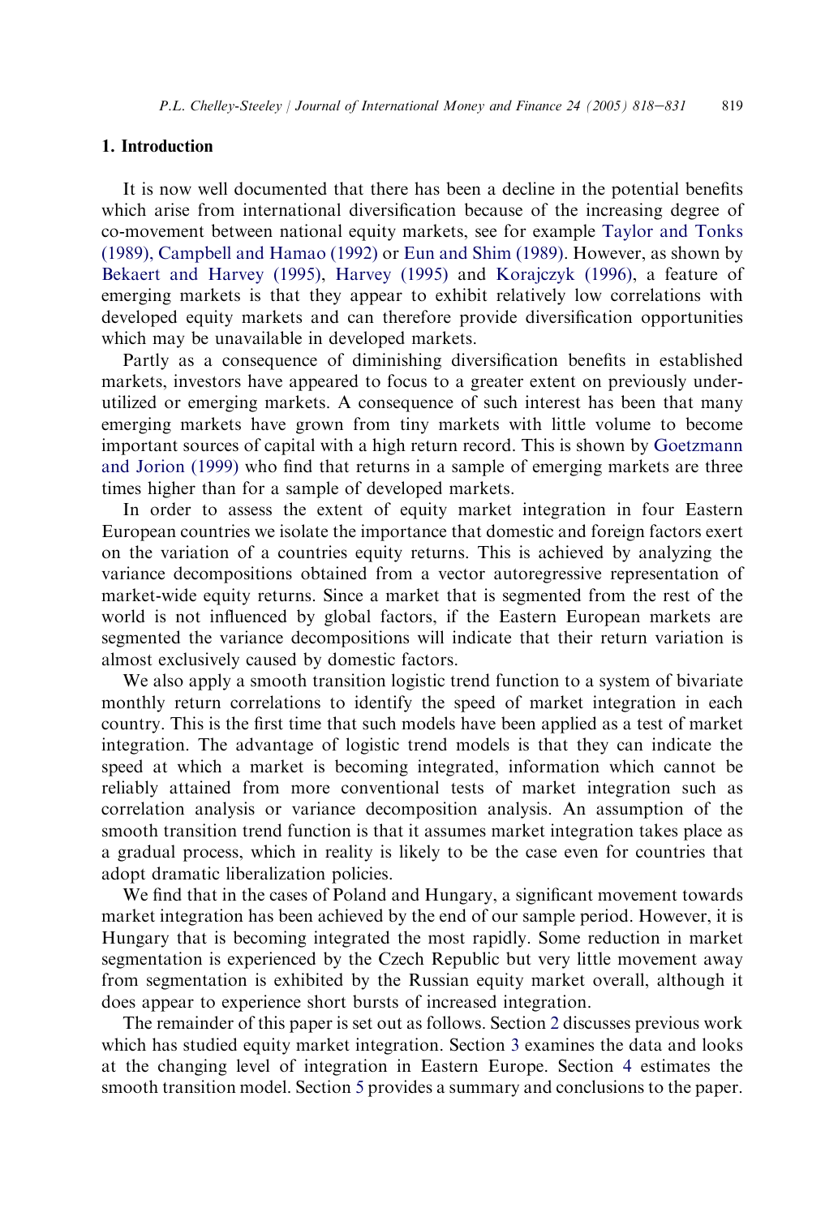## 1. Introduction

It is now well documented that there has been a decline in the potential benefits which arise from international diversification because of the increasing degree of co-movement between national equity markets, see for example Taylor and Tonks (1989), Campbell and Hamao (1992) or Eun and Shim (1989). However, as shown by Bekaert and Harvey (1995), Harvey (1995) and Korajczyk (1996), a feature of emerging markets is that they appear to exhibit relatively low correlations with developed equity markets and can therefore provide diversification opportunities which may be unavailable in developed markets.

Partly as a consequence of diminishing diversification benefits in established markets, investors have appeared to focus to a greater extent on previously under-utilized or emerging markets. A consequence of such interest has been that many emerging markets have grown from tiny markets with little volume to become important sources of capital with a high return record. This is shown by Goetzmann and Jorion (1999) who find that returns in a sample of emerging markets are three times higher than for a sample of developed markets.

In order to assess the extent of equity market integration in four Eastern European countries we isolate the importance that domestic and foreign factors exert on the variation of a countries equity returns. This is achieved by analyzing the variance decompositions obtained from a vector autoregressive representation of market-wide equity returns. Since a market that is segmented from the rest of the world is not influenced by global factors, if the Eastern European markets are segmented the variance decompositions will indicate that their return variation is almost exclusively caused by domestic factors.

We also apply a smooth transition logistic trend function to a system of bivariate monthly return correlations to identify the speed of market integration in each country. This is the first time that such models have been applied as a test of market integration. The advantage of logistic trend models is that they can indicate the speed at which a market is becoming integrated, information which cannot be reliably attained from more conventional tests of market integration such as correlation analysis or variance decomposition analysis. An assumption of the smooth transition trend function is that it assumes market integration takes place as a gradual process, which in reality is likely to be the case even for countries that adopt dramatic liberalization policies.

We find that in the cases of Poland and Hungary, a significant movement towards market integration has been achieved by the end of our sample period. However, it is Hungary that is becoming integrated the most rapidly. Some reduction in market segmentation is experienced by the Czech Republic but very little movement away from segmentation is exhibited by the Russian equity market overall, although it does appear to experience short bursts of increased integration.

The remainder of this paper is set out as follows. Section 2 discusses previous work which has studied equity market integration. Section 3 examines the data and looks at the changing level of integration in Eastern Europe. Section 4 estimates the smooth transition model. Section 5 provides a summary and conclusions to the paper.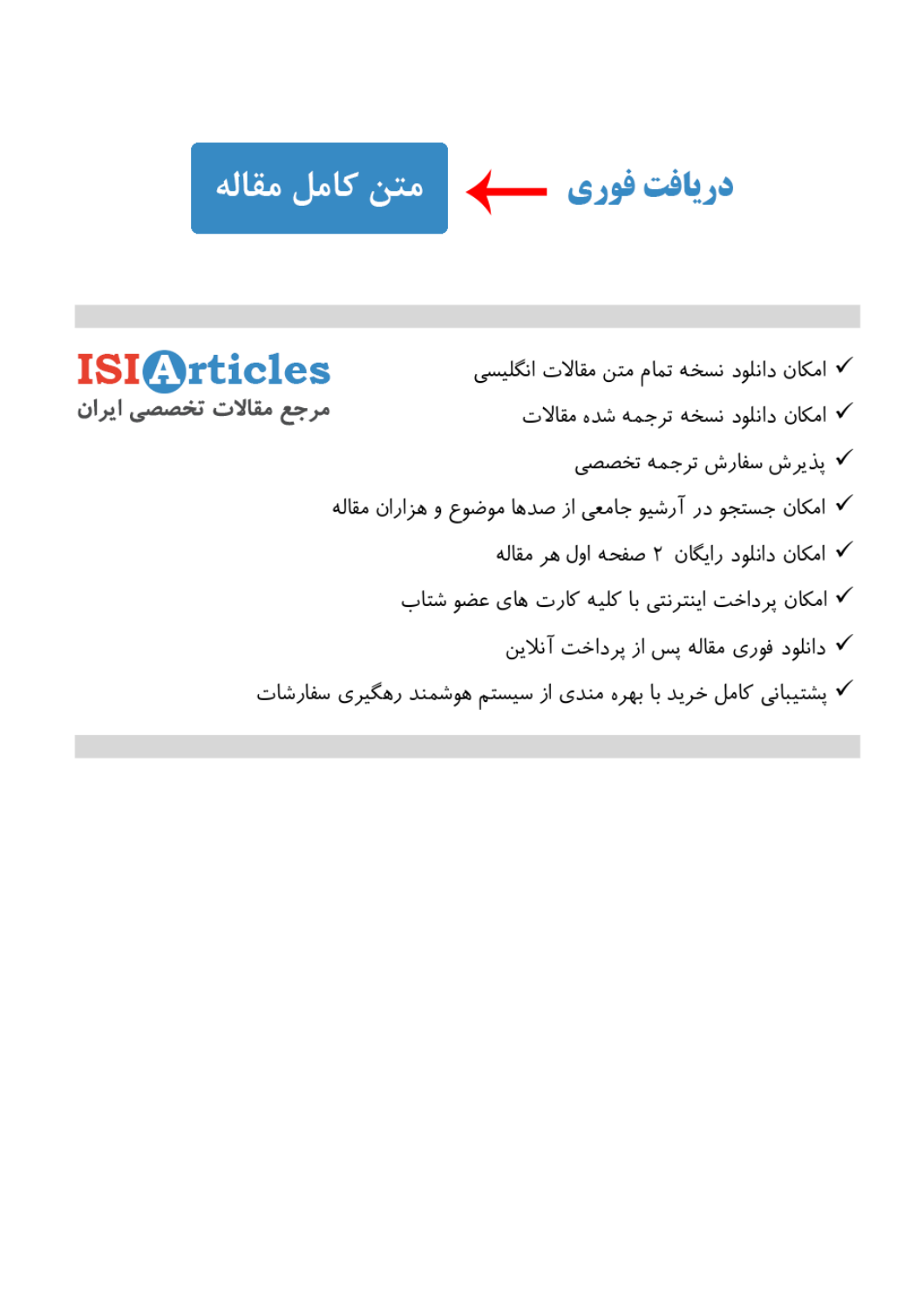دریافت فوری ← متن کامل مقاله

**ISIArticles**

مرجع مقالات تخصصی ایران

- ✓ امکان دانلود نسخه تمام متن مقالات انگلیسی
- ✓ امکان دانلود نسخه ترجمه شده مقالات
- ✓ پذیرش سفارش ترجمه تخصصی
- ✓ امکان جستجو در آرشیو جامعی از صدها موضوع و هزاران مقاله
- ✓ امکان دانلود رایگان ۲ صفحه اول هر مقاله
- ✓ امکان پرداخت اینترنتی با کلیه کارت های عضو شتاب
- ✓ دانلود فوری مقاله پس از پرداخت آنلاین
- ✓ پشتیبانی کامل خرید با بهره مندی از سیستم هوشمند رهگیری سفارشات